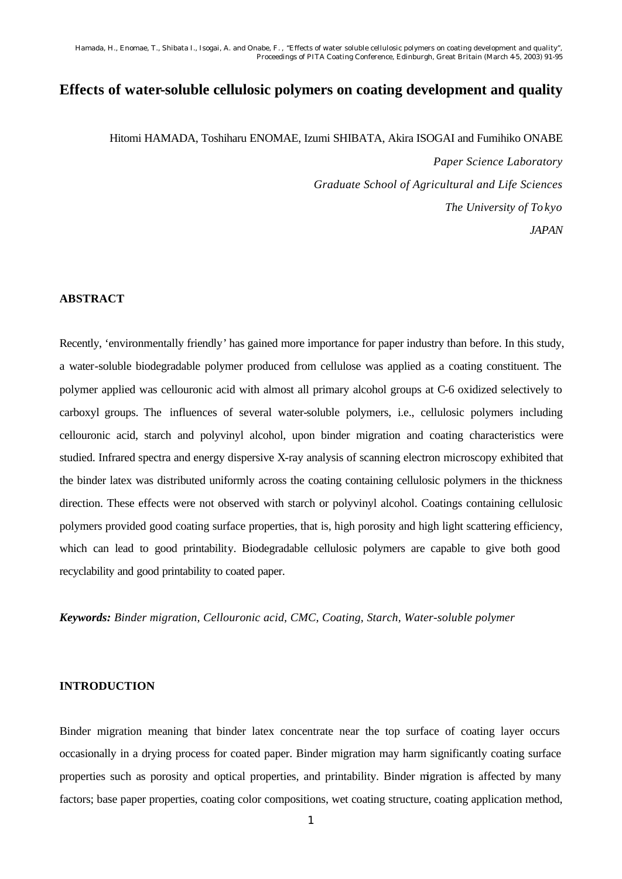# Effects of water-soluble cellulosic polymers on coating development and quality

Hitomi HAMADA, Toshiharu ENOMAE, Izumi SHIBATA, Akira ISOGAI and Fumihiko ONABE

*Paper Science Laboratory*

*Graduate School of Agricultural and Life Sciences*

*The University of Tokyo*

*JAPAN*

## ABSTRACT

Recently, 'environmentally friendly' has gained more importance for paper industry than before. In this study, a water-soluble biodegradable polymer produced from cellulose was applied as a coating constituent. The polymer applied was cellouronic acid with almost all primary alcohol groups at C-6 oxidized selectively to carboxyl groups. The influences of several water-soluble polymers, i.e., cellulosic polymers including cellouronic acid, starch and polyvinyl alcohol, upon binder migration and coating characteristics were studied. Infrared spectra and energy dispersive X-ray analysis of scanning electron microscopy exhibited that the binder latex was distributed uniformly across the coating containing cellulosic polymers in the thickness direction. These effects were not observed with starch or polyvinyl alcohol. Coatings containing cellulosic polymers provided good coating surface properties, that is, high porosity and high light scattering efficiency, which can lead to good printability. Biodegradable cellulosic polymers are capable to give both good recyclability and good printability to coated paper.

***Keywords:*** *Binder migration, Cellouronic acid, CMC, Coating, Starch, Water-soluble polymer*

## INTRODUCTION

Binder migration meaning that binder latex concentrate near the top surface of coating layer occurs occasionally in a drying process for coated paper. Binder migration may harm significantly coating surface properties such as porosity and optical properties, and printability. Binder migration is affected by many factors; base paper properties, coating color compositions, wet coating structure, coating application method,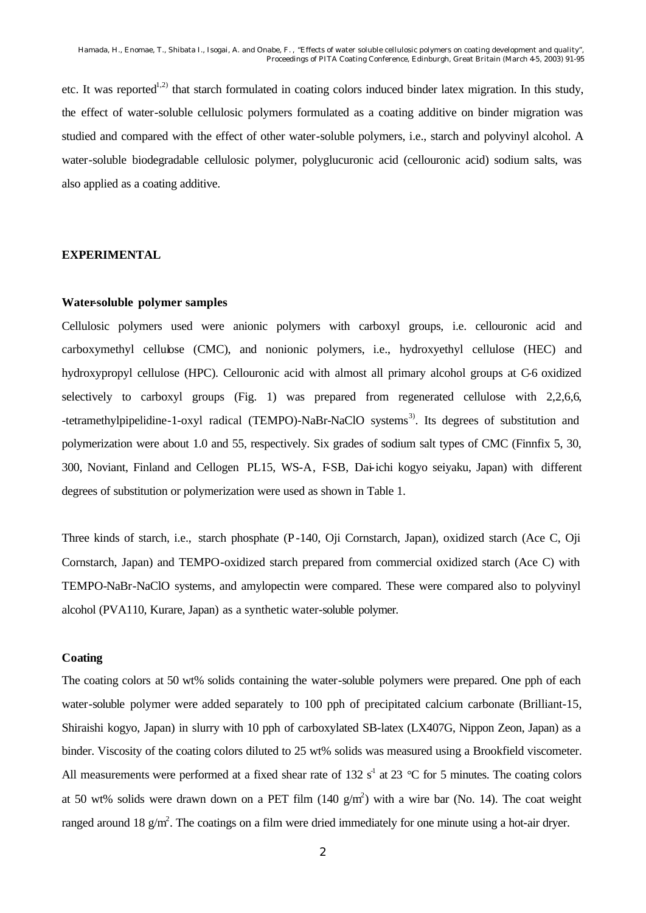etc. It was reported[1,2] that starch formulated in coating colors induced binder latex migration. In this study, the effect of water-soluble cellulosic polymers formulated as a coating additive on binder migration was studied and compared with the effect of other water-soluble polymers, i.e., starch and polyvinyl alcohol. A water-soluble biodegradable cellulosic polymer, polyglucuronic acid (cellouronic acid) sodium salts, was also applied as a coating additive.

## EXPERIMENTAL

### Water-soluble polymer samples

Cellulosic polymers used were anionic polymers with carboxyl groups, i.e. cellouronic acid and carboxymethyl cellulose (CMC), and nonionic polymers, i.e., hydroxyethyl cellulose (HEC) and hydroxypropyl cellulose (HPC). Cellouronic acid with almost all primary alcohol groups at C-6 oxidized selectively to carboxyl groups (Fig. 1) was prepared from regenerated cellulose with 2,2,6,6, -tetramethylpipelidine-1-oxyl radical (TEMPO)-NaBr-NaClO systems[3]. Its degrees of substitution and polymerization were about 1.0 and 55, respectively. Six grades of sodium salt types of CMC (Finnfix 5, 30, 300, Noviant, Finland and Cellogen PL15, WS-A, F-SB, Dai-ichi kogyo seiyaku, Japan) with different degrees of substitution or polymerization were used as shown in Table 1.

Three kinds of starch, i.e., starch phosphate (P-140, Oji Cornstarch, Japan), oxidized starch (Ace C, Oji Cornstarch, Japan) and TEMPO-oxidized starch prepared from commercial oxidized starch (Ace C) with TEMPO-NaBr-NaClO systems, and amylopectin were compared. These were compared also to polyvinyl alcohol (PVA110, Kurare, Japan) as a synthetic water-soluble polymer.

### Coating

The coating colors at 50 wt% solids containing the water-soluble polymers were prepared. One pph of each water-soluble polymer were added separately to 100 pph of precipitated calcium carbonate (Brilliant-15, Shiraishi kogyo, Japan) in slurry with 10 pph of carboxylated SB-latex (LX407G, Nippon Zeon, Japan) as a binder. Viscosity of the coating colors diluted to 25 wt% solids was measured using a Brookfield viscometer. All measurements were performed at a fixed shear rate of 132 $s^{-1}$ at 23 °C for 5 minutes. The coating colors at 50 wt% solids were drawn down on a PET film (140 $g/m^2$) with a wire bar (No. 14). The coat weight ranged around 18 $g/m^2$. The coatings on a film were dried immediately for one minute using a hot-air dryer.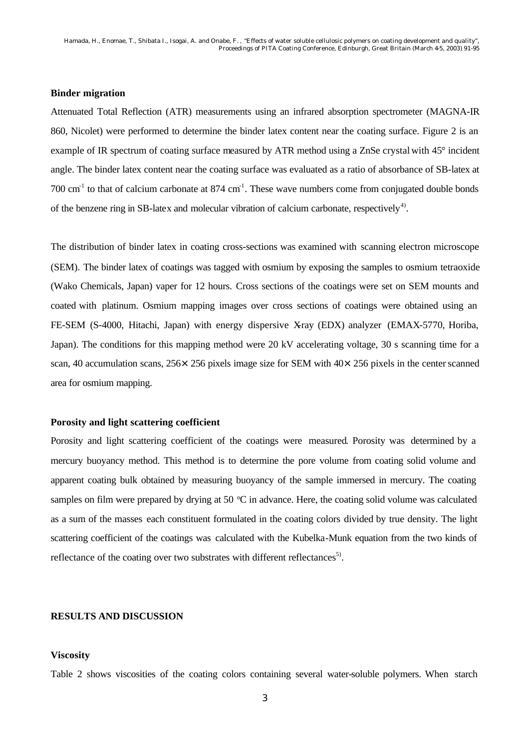### Binder migration

Attenuated Total Reflection (ATR) measurements using an infrared absorption spectrometer (MAGNA-IR 860, Nicolet) were performed to determine the binder latex content near the coating surface. Figure 2 is an example of IR spectrum of coating surface measured by ATR method using a ZnSe crystal with 45° incident angle. The binder latex content near the coating surface was evaluated as a ratio of absorbance of SB-latex at 700 $cm^{-1}$ to that of calcium carbonate at 874 $cm^{-1}$. These wave numbers come from conjugated double bonds of the benzene ring in SB-latex and molecular vibration of calcium carbonate, respectively[4)].

The distribution of binder latex in coating cross-sections was examined with scanning electron microscope (SEM). The binder latex of coatings was tagged with osmium by exposing the samples to osmium tetraoxide (Wako Chemicals, Japan) vaper for 12 hours. Cross sections of the coatings were set on SEM mounts and coated with platinum. Osmium mapping images over cross sections of coatings were obtained using an FE-SEM (S-4000, Hitachi, Japan) with energy dispersive X-ray (EDX) analyzer (EMAX-5770, Horiba, Japan). The conditions for this mapping method were 20 kV accelerating voltage, 30 s scanning time for a scan, 40 accumulation scans, $256 \times 256$ pixels image size for SEM with $40 \times 256$ pixels in the center scanned area for osmium mapping.

### Porosity and light scattering coefficient

Porosity and light scattering coefficient of the coatings were measured. Porosity was determined by a mercury buoyancy method. This method is to determine the pore volume from coating solid volume and apparent coating bulk obtained by measuring buoyancy of the sample immersed in mercury. The coating samples on film were prepared by drying at 50 °C in advance. Here, the coating solid volume was calculated as a sum of the masses each constituent formulated in the coating colors divided by true density. The light scattering coefficient of the coatings was calculated with the Kubelka-Munk equation from the two kinds of reflectance of the coating over two substrates with different reflectances[5)].

## RESULTS AND DISCUSSION

### Viscosity

Table 2 shows viscosities of the coating colors containing several water-soluble polymers. When starch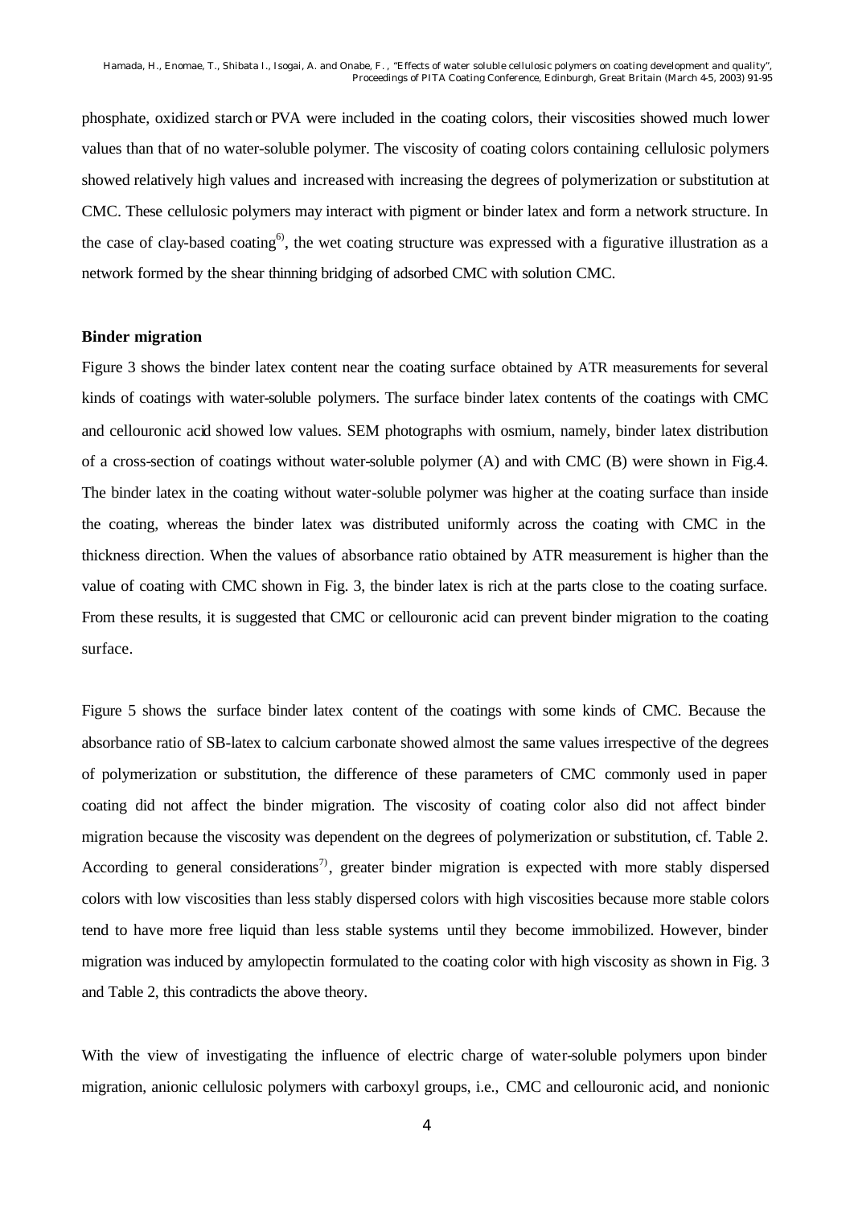phosphate, oxidized starch or PVA were included in the coating colors, their viscosities showed much lower values than that of no water-soluble polymer. The viscosity of coating colors containing cellulosic polymers showed relatively high values and increased with increasing the degrees of polymerization or substitution at CMC. These cellulosic polymers may interact with pigment or binder latex and form a network structure. In the case of clay-based coating[6], the wet coating structure was expressed with a figurative illustration as a network formed by the shear thinning bridging of adsorbed CMC with solution CMC.

**Binder migration**

Figure 3 shows the binder latex content near the coating surface obtained by ATR measurements for several kinds of coatings with water-soluble polymers. The surface binder latex contents of the coatings with CMC and cellouronic acid showed low values. SEM photographs with osmium, namely, binder latex distribution of a cross-section of coatings without water-soluble polymer (A) and with CMC (B) were shown in Fig.4. The binder latex in the coating without water-soluble polymer was higher at the coating surface than inside the coating, whereas the binder latex was distributed uniformly across the coating with CMC in the thickness direction. When the values of absorbance ratio obtained by ATR measurement is higher than the value of coating with CMC shown in Fig. 3, the binder latex is rich at the parts close to the coating surface. From these results, it is suggested that CMC or cellouronic acid can prevent binder migration to the coating surface.

Figure 5 shows the surface binder latex content of the coatings with some kinds of CMC. Because the absorbance ratio of SB-latex to calcium carbonate showed almost the same values irrespective of the degrees of polymerization or substitution, the difference of these parameters of CMC commonly used in paper coating did not affect the binder migration. The viscosity of coating color also did not affect binder migration because the viscosity was dependent on the degrees of polymerization or substitution, cf. Table 2. According to general considerations[7], greater binder migration is expected with more stably dispersed colors with low viscosities than less stably dispersed colors with high viscosities because more stable colors tend to have more free liquid than less stable systems until they become immobilized. However, binder migration was induced by amylopectin formulated to the coating color with high viscosity as shown in Fig. 3 and Table 2, this contradicts the above theory.

With the view of investigating the influence of electric charge of water-soluble polymers upon binder migration, anionic cellulosic polymers with carboxyl groups, i.e., CMC and cellouronic acid, and nonionic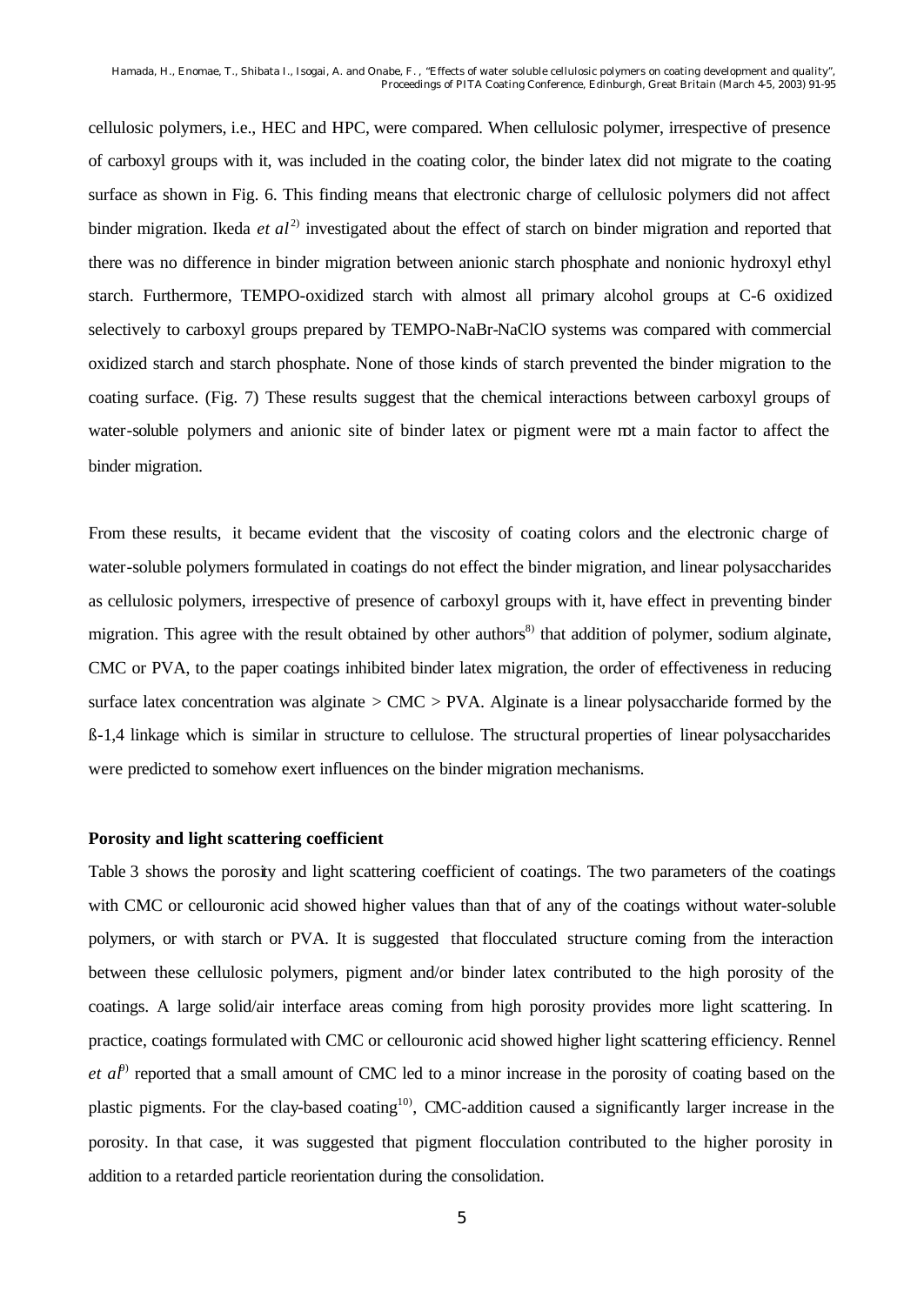cellulosic polymers, i.e., HEC and HPC, were compared. When cellulosic polymer, irrespective of presence of carboxyl groups with it, was included in the coating color, the binder latex did not migrate to the coating surface as shown in Fig. 6. This finding means that electronic charge of cellulosic polymers did not affect binder migration. Ikeda *et al*[2] investigated about the effect of starch on binder migration and reported that there was no difference in binder migration between anionic starch phosphate and nonionic hydroxyl ethyl starch. Furthermore, TEMPO-oxidized starch with almost all primary alcohol groups at C-6 oxidized selectively to carboxyl groups prepared by TEMPO-NaBr-NaClO systems was compared with commercial oxidized starch and starch phosphate. None of those kinds of starch prevented the binder migration to the coating surface. (Fig. 7) These results suggest that the chemical interactions between carboxyl groups of water-soluble polymers and anionic site of binder latex or pigment were not a main factor to affect the binder migration.

From these results, it became evident that the viscosity of coating colors and the electronic charge of water-soluble polymers formulated in coatings do not effect the binder migration, and linear polysaccharides as cellulosic polymers, irrespective of presence of carboxyl groups with it, have effect in preventing binder migration. This agree with the result obtained by other authors[8] that addition of polymer, sodium alginate, CMC or PVA, to the paper coatings inhibited binder latex migration, the order of effectiveness in reducing surface latex concentration was alginate > CMC > PVA. Alginate is a linear polysaccharide formed by the ß-1,4 linkage which is similar in structure to cellulose. The structural properties of linear polysaccharides were predicted to somehow exert influences on the binder migration mechanisms.

**Porosity and light scattering coefficient**

Table 3 shows the porosity and light scattering coefficient of coatings. The two parameters of the coatings with CMC or cellouronic acid showed higher values than that of any of the coatings without water-soluble polymers, or with starch or PVA. It is suggested that flocculated structure coming from the interaction between these cellulosic polymers, pigment and/or binder latex contributed to the high porosity of the coatings. A large solid/air interface areas coming from high porosity provides more light scattering. In practice, coatings formulated with CMC or cellouronic acid showed higher light scattering efficiency. Rennel *et al*[9] reported that a small amount of CMC led to a minor increase in the porosity of coating based on the plastic pigments. For the clay-based coating[10], CMC-addition caused a significantly larger increase in the porosity. In that case, it was suggested that pigment flocculation contributed to the higher porosity in addition to a retarded particle reorientation during the consolidation.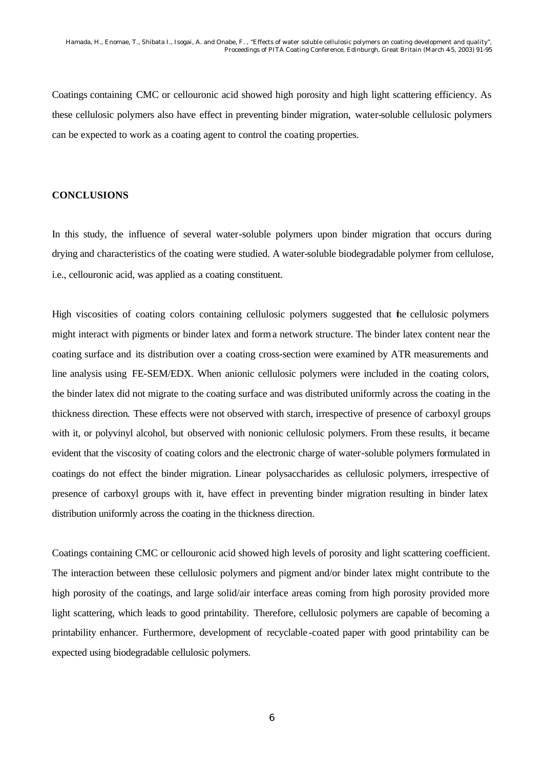Coatings containing CMC or cellouronic acid showed high porosity and high light scattering efficiency. As these cellulosic polymers also have effect in preventing binder migration, water-soluble cellulosic polymers can be expected to work as a coating agent to control the coating properties.

## CONCLUSIONS

In this study, the influence of several water-soluble polymers upon binder migration that occurs during drying and characteristics of the coating were studied. A water-soluble biodegradable polymer from cellulose, i.e., cellouronic acid, was applied as a coating constituent.

High viscosities of coating colors containing cellulosic polymers suggested that the cellulosic polymers might interact with pigments or binder latex and form a network structure. The binder latex content near the coating surface and its distribution over a coating cross-section were examined by ATR measurements and line analysis using FE-SEM/EDX. When anionic cellulosic polymers were included in the coating colors, the binder latex did not migrate to the coating surface and was distributed uniformly across the coating in the thickness direction. These effects were not observed with starch, irrespective of presence of carboxyl groups with it, or polyvinyl alcohol, but observed with nonionic cellulosic polymers. From these results, it became evident that the viscosity of coating colors and the electronic charge of water-soluble polymers formulated in coatings do not effect the binder migration. Linear polysaccharides as cellulosic polymers, irrespective of presence of carboxyl groups with it, have effect in preventing binder migration resulting in binder latex distribution uniformly across the coating in the thickness direction.

Coatings containing CMC or cellouronic acid showed high levels of porosity and light scattering coefficient. The interaction between these cellulosic polymers and pigment and/or binder latex might contribute to the high porosity of the coatings, and large solid/air interface areas coming from high porosity provided more light scattering, which leads to good printability. Therefore, cellulosic polymers are capable of becoming a printability enhancer. Furthermore, development of recyclable-coated paper with good printability can be expected using biodegradable cellulosic polymers.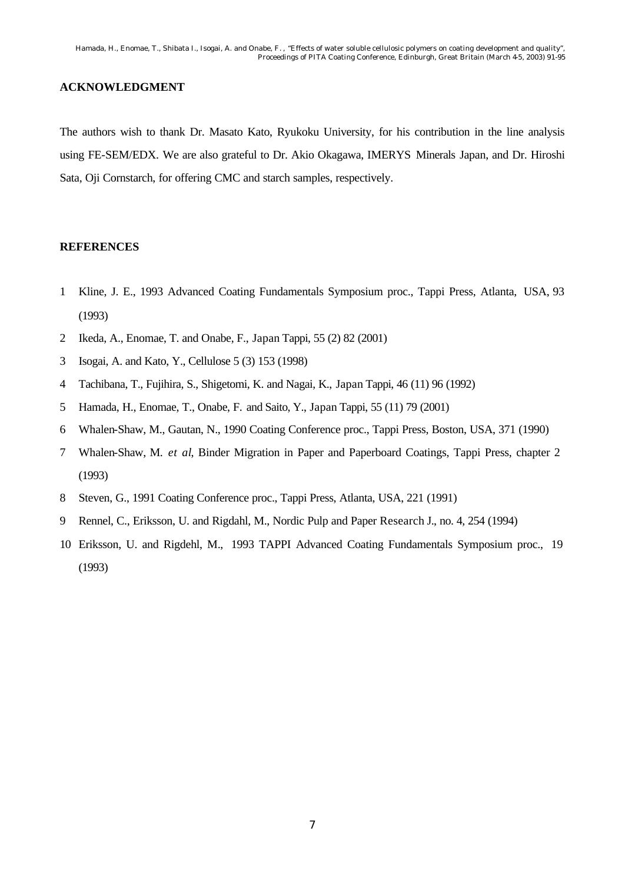## ACKNOWLEDGMENT

The authors wish to thank Dr. Masato Kato, Ryukoku University, for his contribution in the line analysis using FE-SEM/EDX. We are also grateful to Dr. Akio Okagawa, IMERYS Minerals Japan, and Dr. Hiroshi Sata, Oji Cornstarch, for offering CMC and starch samples, respectively.

## REFERENCES

1. Kline, J. E., 1993 Advanced Coating Fundamentals Symposium proc., Tappi Press, Atlanta, USA, 93 (1993)
2. Ikeda, A., Enomae, T. and Onabe, F., Japan Tappi, 55 (2) 82 (2001)
3. Isogai, A. and Kato, Y., Cellulose 5 (3) 153 (1998)
4. Tachibana, T., Fujihira, S., Shigetomi, K. and Nagai, K., Japan Tappi, 46 (11) 96 (1992)
5. Hamada, H., Enomae, T., Onabe, F. and Saito, Y., Japan Tappi, 55 (11) 79 (2001)
6. Whalen-Shaw, M., Gautan, N., 1990 Coating Conference proc., Tappi Press, Boston, USA, 371 (1990)
7. Whalen-Shaw, M. *et al*, Binder Migration in Paper and Paperboard Coatings, Tappi Press, chapter 2 (1993)
8. Steven, G., 1991 Coating Conference proc., Tappi Press, Atlanta, USA, 221 (1991)
9. Rennel, C., Eriksson, U. and Rigdahl, M., Nordic Pulp and Paper Research J., no. 4, 254 (1994)
10. Eriksson, U. and Rigdehl, M., 1993 TAPPI Advanced Coating Fundamentals Symposium proc., 19 (1993)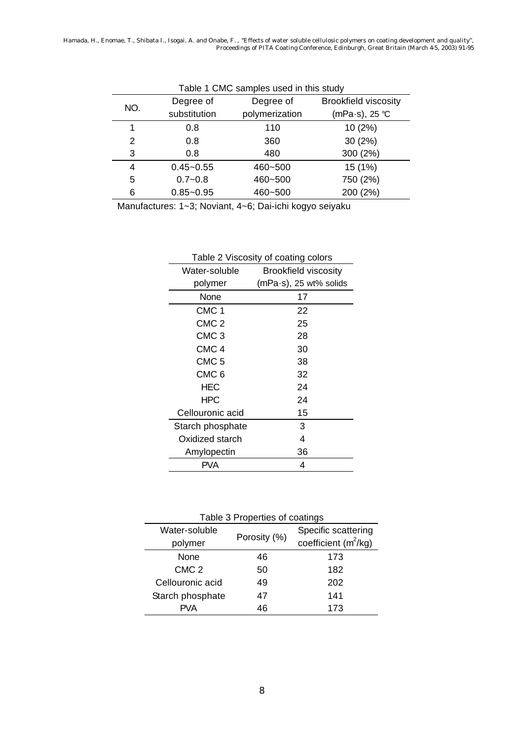Table 1 CMC samples used in this study

| NO. | Degree of substitution | Degree of polymerization | Brookfield viscosity (mPa·s), 25 ℃ |
|---|---|---|---|
| 1 | 0.8 | 110 | 10 (2%) |
| 2 | 0.8 | 360 | 30 (2%) |
| 3 | 0.8 | 480 | 300 (2%) |
| 4 | 0.45~0.55 | 460~500 | 15 (1%) |
| 5 | 0.7~0.8 | 460~500 | 750 (2%) |
| 6 | 0.85~0.95 | 460~500 | 200 (2%) |

Manufactures: 1~3; Noviant, 4~6; Dai-ichi kogyo seiyaku

Table 2 Viscosity of coating colors

| Water-soluble polymer | Brookfield viscosity (mPa·s), 25 wt% solids |
|---|---|
| None | 17 |
| CMC 1 | 22 |
| CMC 2 | 25 |
| CMC 3 | 28 |
| CMC 4 | 30 |
| CMC 5 | 38 |
| CMC 6 | 32 |
| HEC | 24 |
| HPC | 24 |
| Cellouronic acid | 15 |
| Starch phosphate | 3 |
| Oxidized starch | 4 |
| Amylopectin | 36 |
| PVA | 4 |

Table 3 Properties of coatings

| Water-soluble polymer | Porosity (%) | Specific scattering coefficient ($m^2$/kg) |
|---|---|---|
| None | 46 | 173 |
| CMC 2 | 50 | 182 |
| Cellouronic acid | 49 | 202 |
| Starch phosphate | 47 | 141 |
| PVA | 46 | 173 |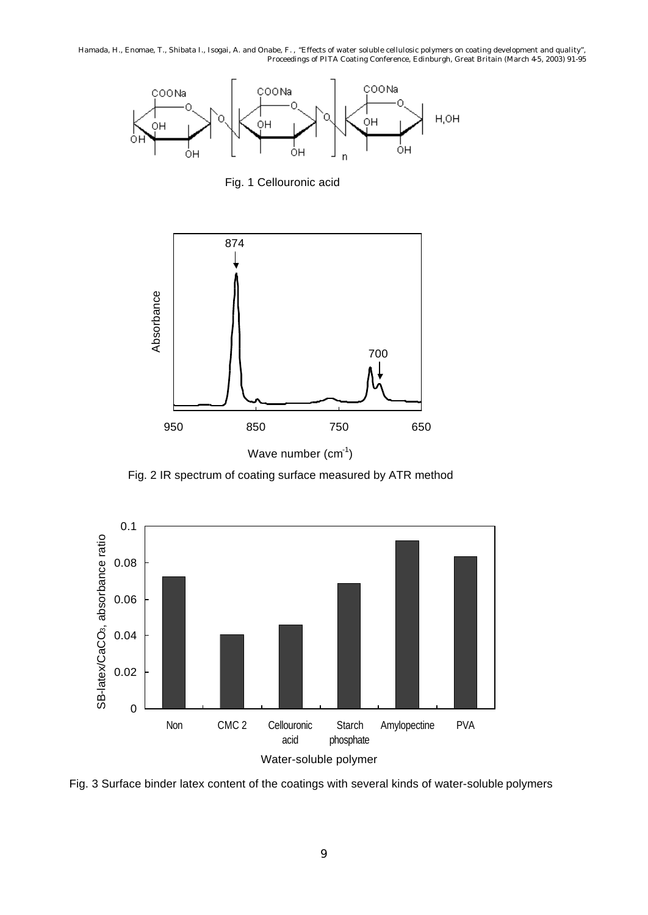Fig. 1 Cellouronic acid

Fig. 2 IR spectrum of coating surface measured by ATR method

Fig. 3 Surface binder latex content of the coatings with several kinds of water-soluble polymers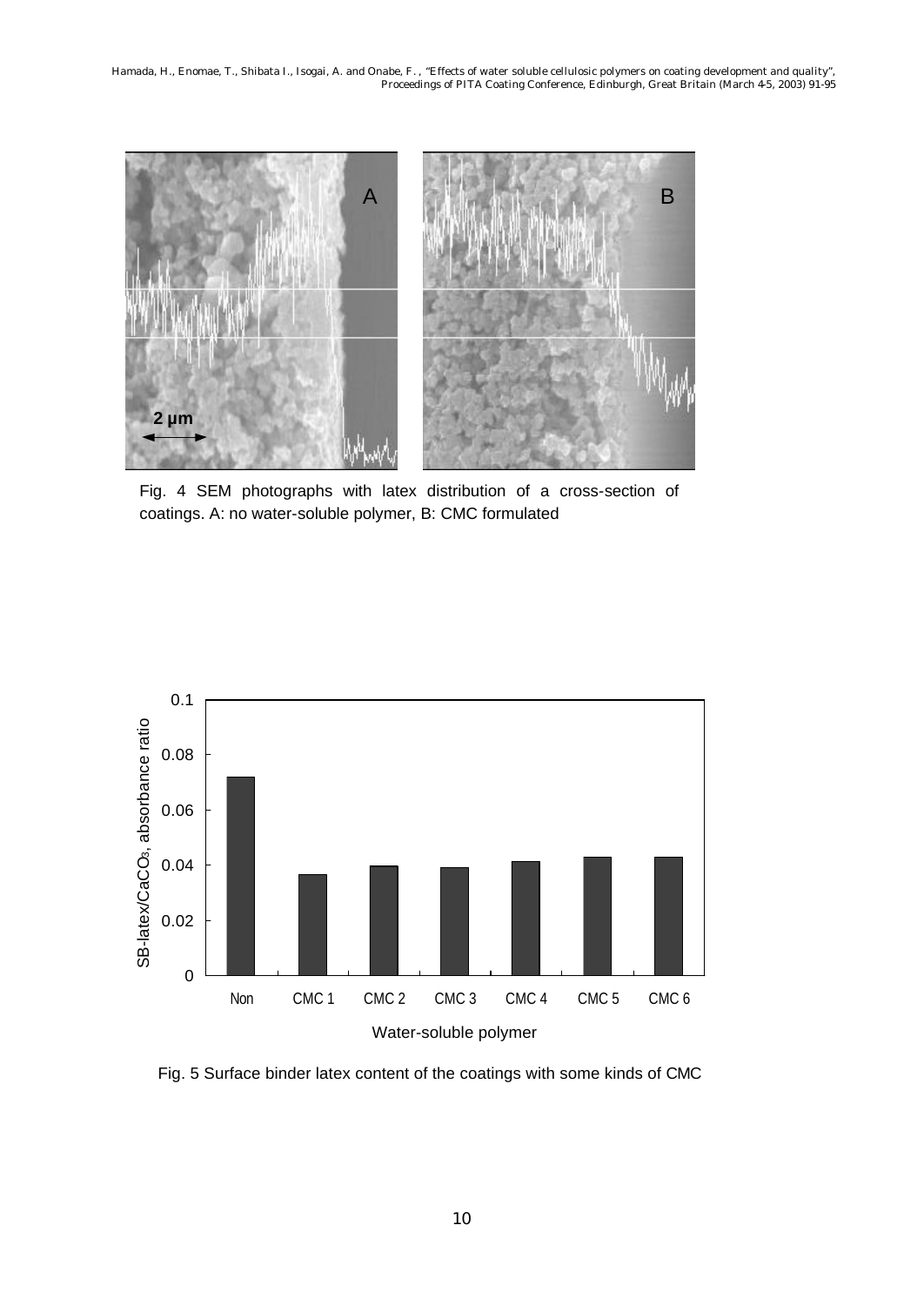Fig. 4 SEM photographs with latex distribution of a cross-section of coatings. A: no water-soluble polymer, B: CMC formulated

Fig. 5 Surface binder latex content of the coatings with some kinds of CMC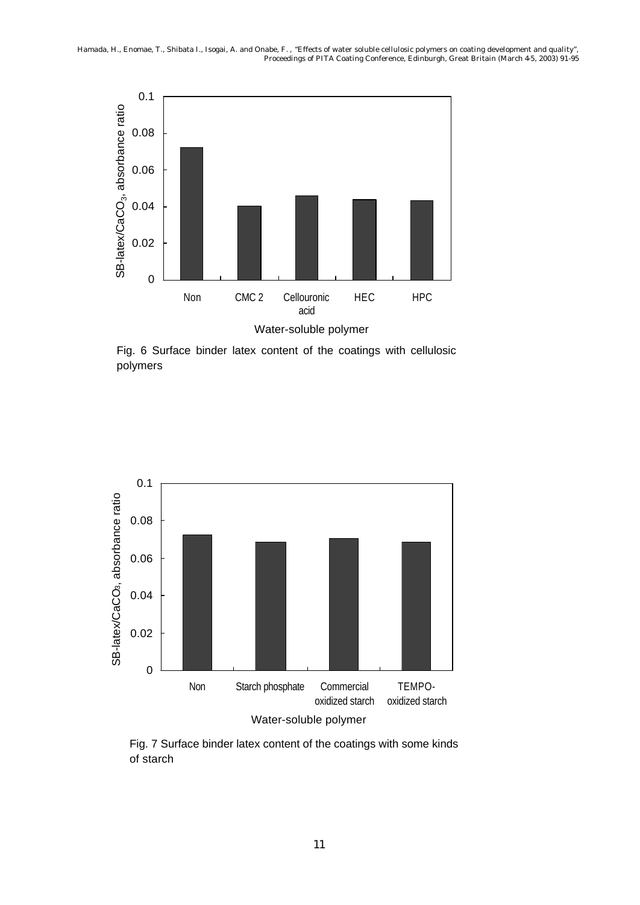0.1
0.08
0.06
0.04
0.02
0

SB-latex/$CaCO_3$, absorbance ratio

Non
CMC 2
Cellouronic acid
HEC
HPC

Water-soluble polymer

Fig. 6 Surface binder latex content of the coatings with cellulosic polymers

0.1
0.08
0.06
0.04
0.02
0

SB-latex/$CaCO_3$, absorbance ratio

Non
Starch phosphate
Commercial oxidized starch
TEMPO-oxidized starch

Water-soluble polymer

Fig. 7 Surface binder latex content of the coatings with some kinds of starch